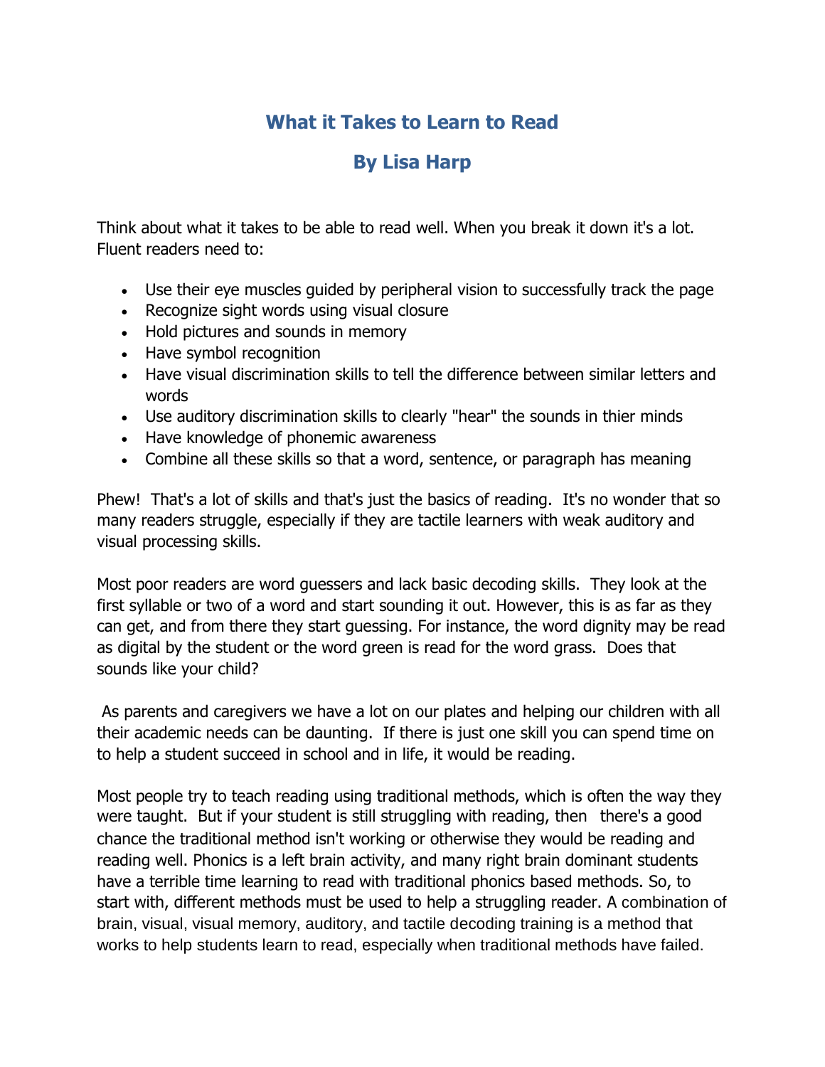# What it Takes to Learn to Read

## By Lisa Harp

Think about what it takes to be able to read well. When you break it down it's a lot. Fluent readers need to:

- Use their eye muscles guided by peripheral vision to successfully track the page
- Recognize sight words using visual closure
- Hold pictures and sounds in memory
- Have symbol recognition
- Have visual discrimination skills to tell the difference between similar letters and words
- Use auditory discrimination skills to clearly "hear" the sounds in thier minds
- Have knowledge of phonemic awareness
- Combine all these skills so that a word, sentence, or paragraph has meaning

Phew! That's a lot of skills and that's just the basics of reading. It's no wonder that so many readers struggle, especially if they are tactile learners with weak auditory and visual processing skills.

Most poor readers are word guessers and lack basic decoding skills. They look at the first syllable or two of a word and start sounding it out. However, this is as far as they can get, and from there they start guessing. For instance, the word dignity may be read as digital by the student or the word green is read for the word grass. Does that sounds like your child?

As parents and caregivers we have a lot on our plates and helping our children with all their academic needs can be daunting. If there is just one skill you can spend time on to help a student succeed in school and in life, it would be reading.

Most people try to teach reading using traditional methods, which is often the way they were taught. But if your student is still struggling with reading, then there's a good chance the traditional method isn't working or otherwise they would be reading and reading well. Phonics is a left brain activity, and many right brain dominant students have a terrible time learning to read with traditional phonics based methods. So, to start with, different methods must be used to help a struggling reader. A combination of brain, visual, visual memory, auditory, and tactile decoding training is a method that works to help students learn to read, especially when traditional methods have failed.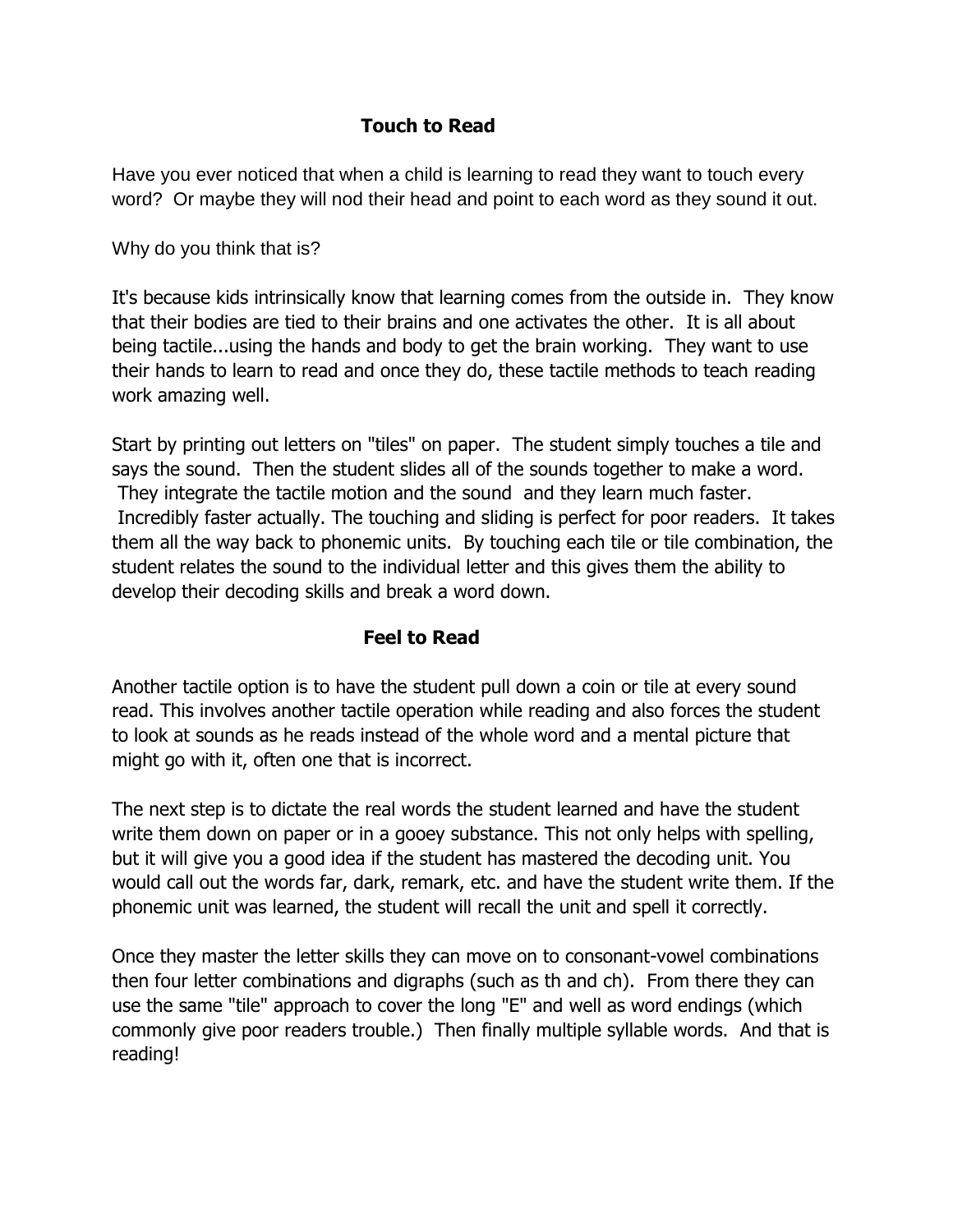## Touch to Read

Have you ever noticed that when a child is learning to read they want to touch every word? Or maybe they will nod their head and point to each word as they sound it out.

Why do you think that is?

It's because kids intrinsically know that learning comes from the outside in. They know that their bodies are tied to their brains and one activates the other. It is all about being tactile...using the hands and body to get the brain working. They want to use their hands to learn to read and once they do, these tactile methods to teach reading work amazing well.

Start by printing out letters on "tiles" on paper. The student simply touches a tile and says the sound. Then the student slides all of the sounds together to make a word. They integrate the tactile motion and the sound and they learn much faster. Incredibly faster actually. The touching and sliding is perfect for poor readers. It takes them all the way back to phonemic units. By touching each tile or tile combination, the student relates the sound to the individual letter and this gives them the ability to develop their decoding skills and break a word down.

## Feel to Read

Another tactile option is to have the student pull down a coin or tile at every sound read. This involves another tactile operation while reading and also forces the student to look at sounds as he reads instead of the whole word and a mental picture that might go with it, often one that is incorrect.

The next step is to dictate the real words the student learned and have the student write them down on paper or in a gooey substance. This not only helps with spelling, but it will give you a good idea if the student has mastered the decoding unit. You would call out the words far, dark, remark, etc. and have the student write them. If the phonemic unit was learned, the student will recall the unit and spell it correctly.

Once they master the letter skills they can move on to consonant-vowel combinations then four letter combinations and digraphs (such as th and ch). From there they can use the same "tile" approach to cover the long "E" and well as word endings (which commonly give poor readers trouble.) Then finally multiple syllable words. And that is reading!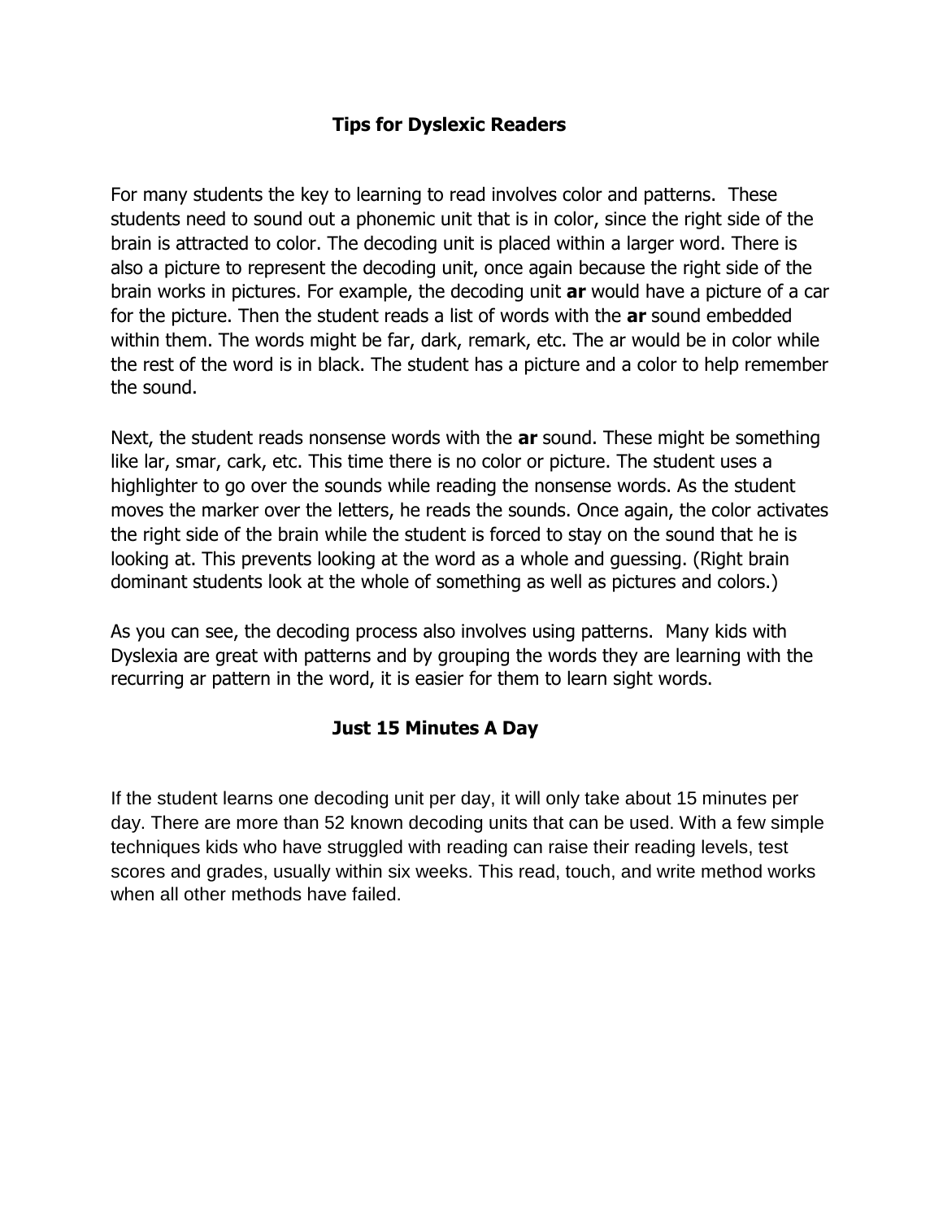## Tips for Dyslexic Readers

For many students the key to learning to read involves color and patterns. These students need to sound out a phonemic unit that is in color, since the right side of the brain is attracted to color. The decoding unit is placed within a larger word. There is also a picture to represent the decoding unit, once again because the right side of the brain works in pictures. For example, the decoding unit **ar** would have a picture of a car for the picture. Then the student reads a list of words with the **ar** sound embedded within them. The words might be far, dark, remark, etc. The ar would be in color while the rest of the word is in black. The student has a picture and a color to help remember the sound.

Next, the student reads nonsense words with the **ar** sound. These might be something like lar, smar, cark, etc. This time there is no color or picture. The student uses a highlighter to go over the sounds while reading the nonsense words. As the student moves the marker over the letters, he reads the sounds. Once again, the color activates the right side of the brain while the student is forced to stay on the sound that he is looking at. This prevents looking at the word as a whole and guessing. (Right brain dominant students look at the whole of something as well as pictures and colors.)

As you can see, the decoding process also involves using patterns. Many kids with Dyslexia are great with patterns and by grouping the words they are learning with the recurring ar pattern in the word, it is easier for them to learn sight words.

## Just 15 Minutes A Day

If the student learns one decoding unit per day, it will only take about 15 minutes per day. There are more than 52 known decoding units that can be used. With a few simple techniques kids who have struggled with reading can raise their reading levels, test scores and grades, usually within six weeks. This read, touch, and write method works when all other methods have failed.